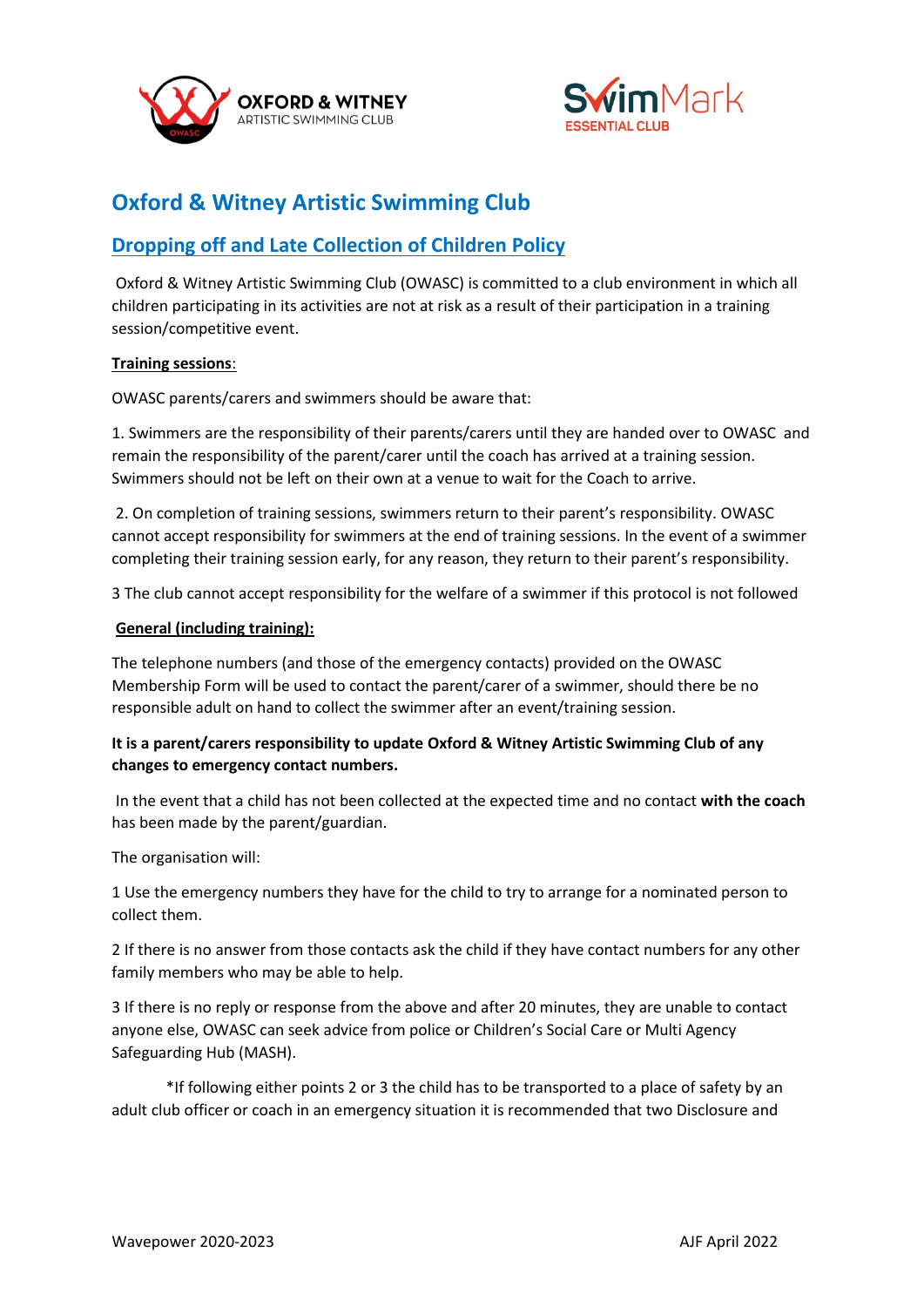# Oxford & Witney Artistic Swimming Club

## Dropping off and Late Collection of Children Policy

Oxford & Witney Artistic Swimming Club (OWASC) is committed to a club environment in which all children participating in its activities are not at risk as a result of their participation in a training session/competitive event.

**Training sessions**:

OWASC parents/carers and swimmers should be aware that:

1. Swimmers are the responsibility of their parents/carers until they are handed over to OWASC and remain the responsibility of the parent/carer until the coach has arrived at a training session. Swimmers should not be left on their own at a venue to wait for the Coach to arrive.

2. On completion of training sessions, swimmers return to their parent's responsibility. OWASC cannot accept responsibility for swimmers at the end of training sessions. In the event of a swimmer completing their training session early, for any reason, they return to their parent's responsibility.

3 The club cannot accept responsibility for the welfare of a swimmer if this protocol is not followed

**General (including training):**

The telephone numbers (and those of the emergency contacts) provided on the OWASC Membership Form will be used to contact the parent/carer of a swimmer, should there be no responsible adult on hand to collect the swimmer after an event/training session.

**It is a parent/carers responsibility to update Oxford & Witney Artistic Swimming Club of any changes to emergency contact numbers.**

In the event that a child has not been collected at the expected time and no contact **with the coach** has been made by the parent/guardian.

The organisation will:

1 Use the emergency numbers they have for the child to try to arrange for a nominated person to collect them.

2 If there is no answer from those contacts ask the child if they have contact numbers for any other family members who may be able to help.

3 If there is no reply or response from the above and after 20 minutes, they are unable to contact anyone else, OWASC can seek advice from police or Children's Social Care or Multi Agency Safeguarding Hub (MASH).

*If following either points 2 or 3 the child has to be transported to a place of safety by an adult club officer or coach in an emergency situation it is recommended that two Disclosure and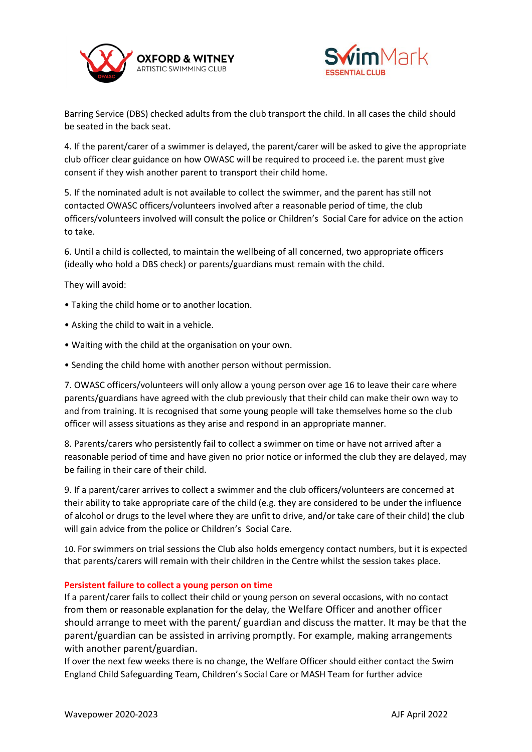Barring Service (DBS) checked adults from the club transport the child. In all cases the child should be seated in the back seat.

4. If the parent/carer of a swimmer is delayed, the parent/carer will be asked to give the appropriate club officer clear guidance on how OWASC will be required to proceed i.e. the parent must give consent if they wish another parent to transport their child home.

5. If the nominated adult is not available to collect the swimmer, and the parent has still not contacted OWASC officers/volunteers involved after a reasonable period of time, the club officers/volunteers involved will consult the police or Children's Social Care for advice on the action to take.

6. Until a child is collected, to maintain the wellbeing of all concerned, two appropriate officers (ideally who hold a DBS check) or parents/guardians must remain with the child.

They will avoid:

- Taking the child home or to another location.
- Asking the child to wait in a vehicle.
- Waiting with the child at the organisation on your own.
- Sending the child home with another person without permission.

7. OWASC officers/volunteers will only allow a young person over age 16 to leave their care where parents/guardians have agreed with the club previously that their child can make their own way to and from training. It is recognised that some young people will take themselves home so the club officer will assess situations as they arise and respond in an appropriate manner.

8. Parents/carers who persistently fail to collect a swimmer on time or have not arrived after a reasonable period of time and have given no prior notice or informed the club they are delayed, may be failing in their care of their child.

9. If a parent/carer arrives to collect a swimmer and the club officers/volunteers are concerned at their ability to take appropriate care of the child (e.g. they are considered to be under the influence of alcohol or drugs to the level where they are unfit to drive, and/or take care of their child) the club will gain advice from the police or Children's Social Care.

10. For swimmers on trial sessions the Club also holds emergency contact numbers, but it is expected that parents/carers will remain with their children in the Centre whilst the session takes place.

**Persistent failure to collect a young person on time**

If a parent/carer fails to collect their child or young person on several occasions, with no contact from them or reasonable explanation for the delay, the Welfare Officer and another officer should arrange to meet with the parent/ guardian and discuss the matter. It may be that the parent/guardian can be assisted in arriving promptly. For example, making arrangements with another parent/guardian.

If over the next few weeks there is no change, the Welfare Officer should either contact the Swim England Child Safeguarding Team, Children's Social Care or MASH Team for further advice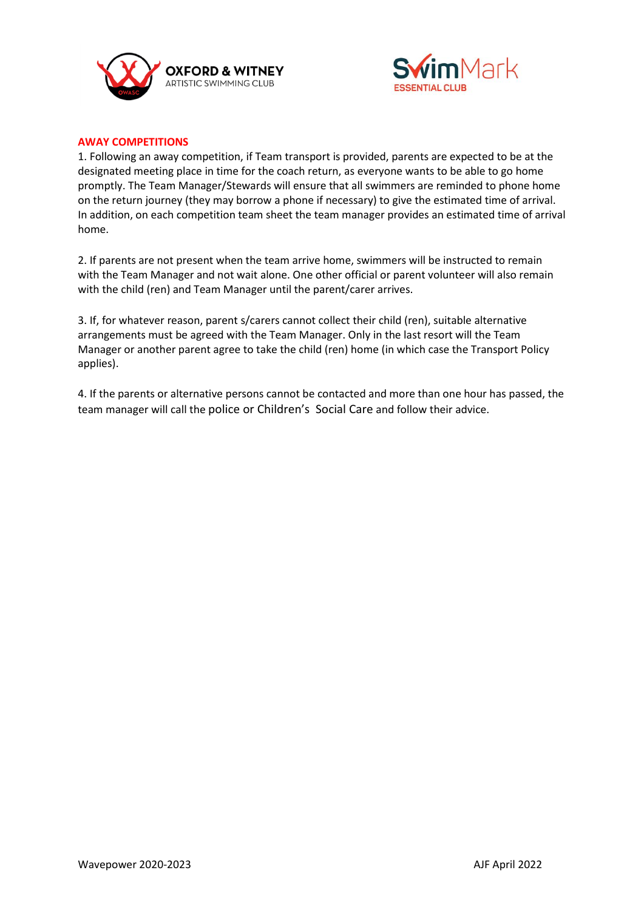## AWAY COMPETITIONS

1. Following an away competition, if Team transport is provided, parents are expected to be at the designated meeting place in time for the coach return, as everyone wants to be able to go home promptly. The Team Manager/Stewards will ensure that all swimmers are reminded to phone home on the return journey (they may borrow a phone if necessary) to give the estimated time of arrival. In addition, on each competition team sheet the team manager provides an estimated time of arrival home.

2. If parents are not present when the team arrive home, swimmers will be instructed to remain with the Team Manager and not wait alone. One other official or parent volunteer will also remain with the child (ren) and Team Manager until the parent/carer arrives.

3. If, for whatever reason, parent s/carers cannot collect their child (ren), suitable alternative arrangements must be agreed with the Team Manager. Only in the last resort will the Team Manager or another parent agree to take the child (ren) home (in which case the Transport Policy applies).

4. If the parents or alternative persons cannot be contacted and more than one hour has passed, the team manager will call the police or Children's Social Care and follow their advice.